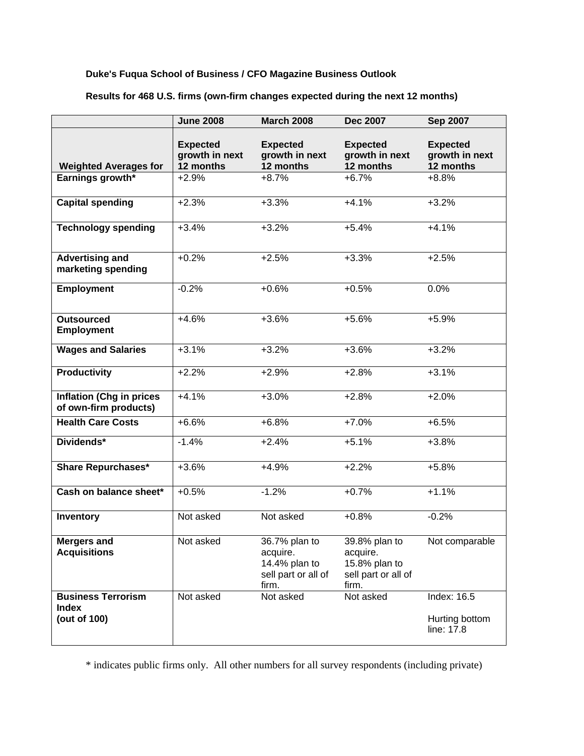**Duke's Fuqua School of Business / CFO Magazine Business Outlook**

**Results for 468 U.S. firms (own-firm changes expected during the next 12 months)**

| | **June 2008** | **March 2008** | **Dec 2007** | **Sep 2007** |
|---|---|---|---|---|
| **Weighted Averages for** | **Expected growth in next 12 months** | **Expected growth in next 12 months** | **Expected growth in next 12 months** | **Expected growth in next 12 months** |
| **Earnings growth*** | +2.9% | +8.7% | +6.7% | +8.8% |
| **Capital spending** | +2.3% | +3.3% | +4.1% | +3.2% |
| **Technology spending** | +3.4% | +3.2% | +5.4% | +4.1% |
| **Advertising and marketing spending** | +0.2% | +2.5% | +3.3% | +2.5% |
| **Employment** | -0.2% | +0.6% | +0.5% | 0.0% |
| **Outsourced Employment** | +4.6% | +3.6% | +5.6% | +5.9% |
| **Wages and Salaries** | +3.1% | +3.2% | +3.6% | +3.2% |
| **Productivity** | +2.2% | +2.9% | +2.8% | +3.1% |
| **Inflation (Chg in prices of own-firm products)** | +4.1% | +3.0% | +2.8% | +2.0% |
| **Health Care Costs** | +6.6% | +6.8% | +7.0% | +6.5% |
| **Dividends*** | -1.4% | +2.4% | +5.1% | +3.8% |
| **Share Repurchases*** | +3.6% | +4.9% | +2.2% | +5.8% |
| **Cash on balance sheet*** | +0.5% | -1.2% | +0.7% | +1.1% |
| **Inventory** | Not asked | Not asked | +0.8% | -0.2% |
| **Mergers and Acquisitions** | Not asked | 36.7% plan to acquire. 14.4% plan to sell part or all of firm. | 39.8% plan to acquire. 15.8% plan to sell part or all of firm. | Not comparable |
| **Business Terrorism Index (out of 100)** | Not asked | Not asked | Not asked | Index: 16.5 Hurting bottom line: 17.8 |

* indicates public firms only. All other numbers for all survey respondents (including private)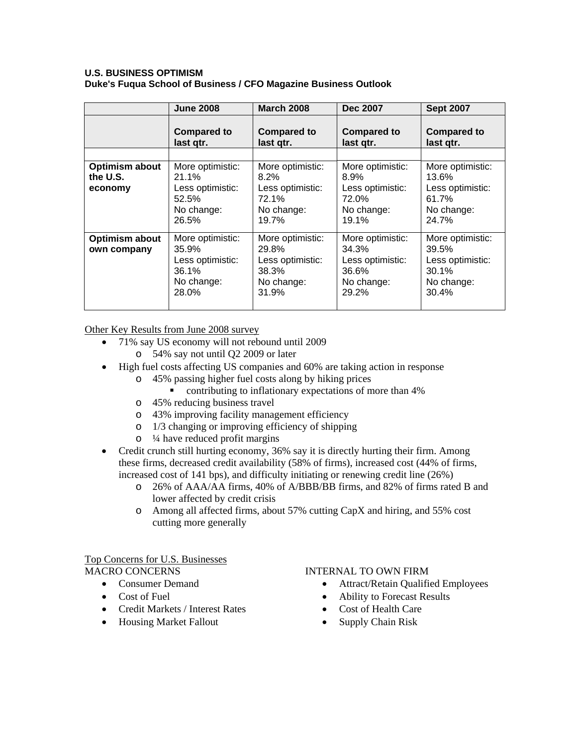**U.S. BUSINESS OPTIMISM**
**Duke's Fuqua School of Business / CFO Magazine Business Outlook**

| | June 2008 | March 2008 | Dec 2007 | Sept 2007 |
|---|---|---|---|---|
| | **Compared to last qtr.** | **Compared to last qtr.** | **Compared to last qtr.** | **Compared to last qtr.** |
| | | | | |
| **Optimism about the U.S. economy** | More optimistic: 21.1%<br>Less optimistic: 52.5%<br>No change: 26.5% | More optimistic: 8.2%<br>Less optimistic: 72.1%<br>No change: 19.7% | More optimistic: 8.9%<br>Less optimistic: 72.0%<br>No change: 19.1% | More optimistic: 13.6%<br>Less optimistic: 61.7%<br>No change: 24.7% |
| **Optimism about own company** | More optimistic: 35.9%<br>Less optimistic: 36.1%<br>No change: 28.0% | More optimistic: 29.8%<br>Less optimistic: 38.3%<br>No change: 31.9% | More optimistic: 34.3%<br>Less optimistic: 36.6%<br>No change: 29.2% | More optimistic: 39.5%<br>Less optimistic: 30.1%<br>No change: 30.4% |

Other Key Results from June 2008 survey

- 71% say US economy will not rebound until 2009
  - 54% say not until Q2 2009 or later
- High fuel costs affecting US companies and 60% are taking action in response
  - 45% passing higher fuel costs along by hiking prices
    - contributing to inflationary expectations of more than 4%
  - 45% reducing business travel
  - 43% improving facility management efficiency
  - 1/3 changing or improving efficiency of shipping
  - ¼ have reduced profit margins
- Credit crunch still hurting economy, 36% say it is directly hurting their firm. Among these firms, decreased credit availability (58% of firms), increased cost (44% of firms, increased cost of 141 bps), and difficulty initiating or renewing credit line (26%)
  - 26% of AAA/AA firms, 40% of A/BBB/BB firms, and 82% of firms rated B and lower affected by credit crisis
  - Among all affected firms, about 57% cutting CapX and hiring, and 55% cost cutting more generally

Top Concerns for U.S. Businesses

MACRO CONCERNS

- Consumer Demand
- Cost of Fuel
- Credit Markets / Interest Rates
- Housing Market Fallout

INTERNAL TO OWN FIRM

- Attract/Retain Qualified Employees
- Ability to Forecast Results
- Cost of Health Care
- Supply Chain Risk